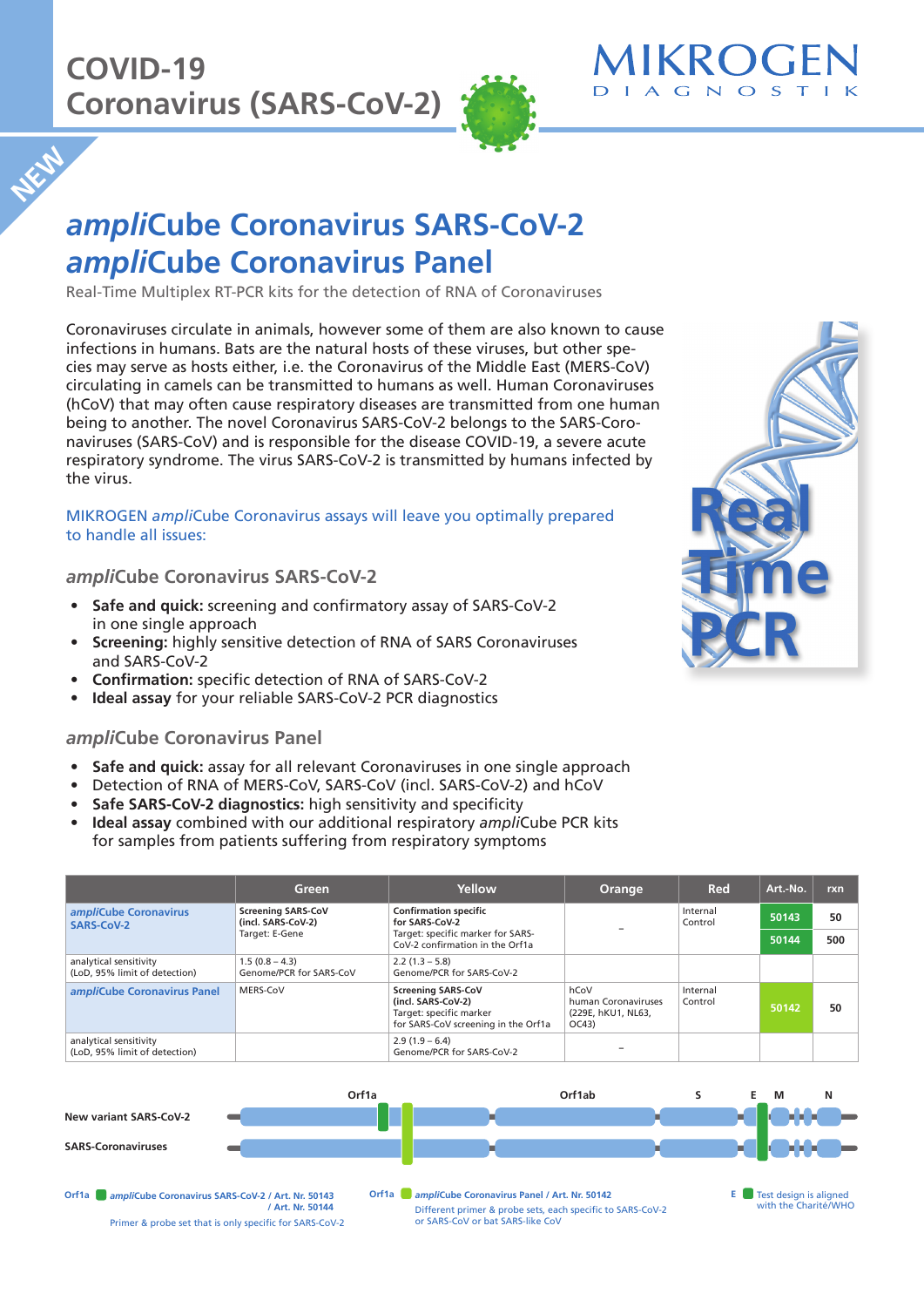# COVID-19
# Coronavirus (SARS-CoV-2)

MIKROGEN DIAGNOSTIK

NEW

## *ampli*Cube Coronavirus SARS-CoV-2
## *ampli*Cube Coronavirus Panel

Real-Time Multiplex RT-PCR kits for the detection of RNA of Coronaviruses

Coronaviruses circulate in animals, however some of them are also known to cause infections in humans. Bats are the natural hosts of these viruses, but other species may serve as hosts either, i.e. the Coronavirus of the Middle East (MERS-CoV) circulating in camels can be transmitted to humans as well. Human Coronaviruses (hCoV) that may often cause respiratory diseases are transmitted from one human being to another. The novel Coronavirus SARS-CoV-2 belongs to the SARS-Coronaviruses (SARS-CoV) and is responsible for the disease COVID-19, a severe acute respiratory syndrome. The virus SARS-CoV-2 is transmitted by humans infected by the virus.

MIKROGEN *ampli*Cube Coronavirus assays will leave you optimally prepared to handle all issues:

### *ampli*Cube Coronavirus SARS-CoV-2

- **Safe and quick:** screening and confirmatory assay of SARS-CoV-2 in one single approach
- **Screening:** highly sensitive detection of RNA of SARS Coronaviruses and SARS-CoV-2
- **Confirmation:** specific detection of RNA of SARS-CoV-2
- **Ideal assay** for your reliable SARS-CoV-2 PCR diagnostics

### *ampli*Cube Coronavirus Panel

- **Safe and quick:** assay for all relevant Coronaviruses in one single approach
- Detection of RNA of MERS-CoV, SARS-CoV (incl. SARS-CoV-2) and hCoV
- **Safe SARS-CoV-2 diagnostics:** high sensitivity and specificity
- **Ideal assay** combined with our additional respiratory *ampli*Cube PCR kits for samples from patients suffering from respiratory symptoms

| | Green | Yellow | Orange | Red | Art.-No. | rxn |
|---|---|---|---|---|---|---|
| *ampli*Cube Coronavirus SARS-CoV-2 | **Screening SARS-CoV (incl. SARS-CoV-2)** Target: E-Gene | **Confirmation specific for SARS-CoV-2** Target: specific marker for SARS-CoV-2 confirmation in the Orf1a | – | Internal Control | 50143 | 50 |
| | | | | | 50144 | 500 |
| analytical sensitivity (LoD, 95% limit of detection) | 1.5 (0.8 – 4.3) Genome/PCR for SARS-CoV | 2.2 (1.3 – 5.8) Genome/PCR for SARS-CoV-2 | | | | |
| *ampli*Cube Coronavirus Panel | MERS-CoV | **Screening SARS-CoV (incl. SARS-CoV-2)** Target: specific marker for SARS-CoV screening in the Orf1a | hCoV human Coronaviruses (229E, hKU1, NL63, OC43) | Internal Control | 50142 | 50 |
| analytical sensitivity (LoD, 95% limit of detection) | | 2.9 (1.9 – 6.4) Genome/PCR for SARS-CoV-2 | – | | | |

Orf1a — Orf1ab — S — E — M — N

New variant SARS-CoV-2

SARS-Coronaviruses

Orf1a — *ampli*Cube Coronavirus SARS-CoV-2 / Art. Nr. 50143 / Art. Nr. 50144
Primer & probe set that is only specific for SARS-CoV-2

Orf1a — *ampli*Cube Coronavirus Panel / Art. Nr. 50142
Different primer & probe sets, each specific to SARS-CoV-2 or SARS-CoV or bat SARS-like CoV

E — Test design is aligned with the Charité/WHO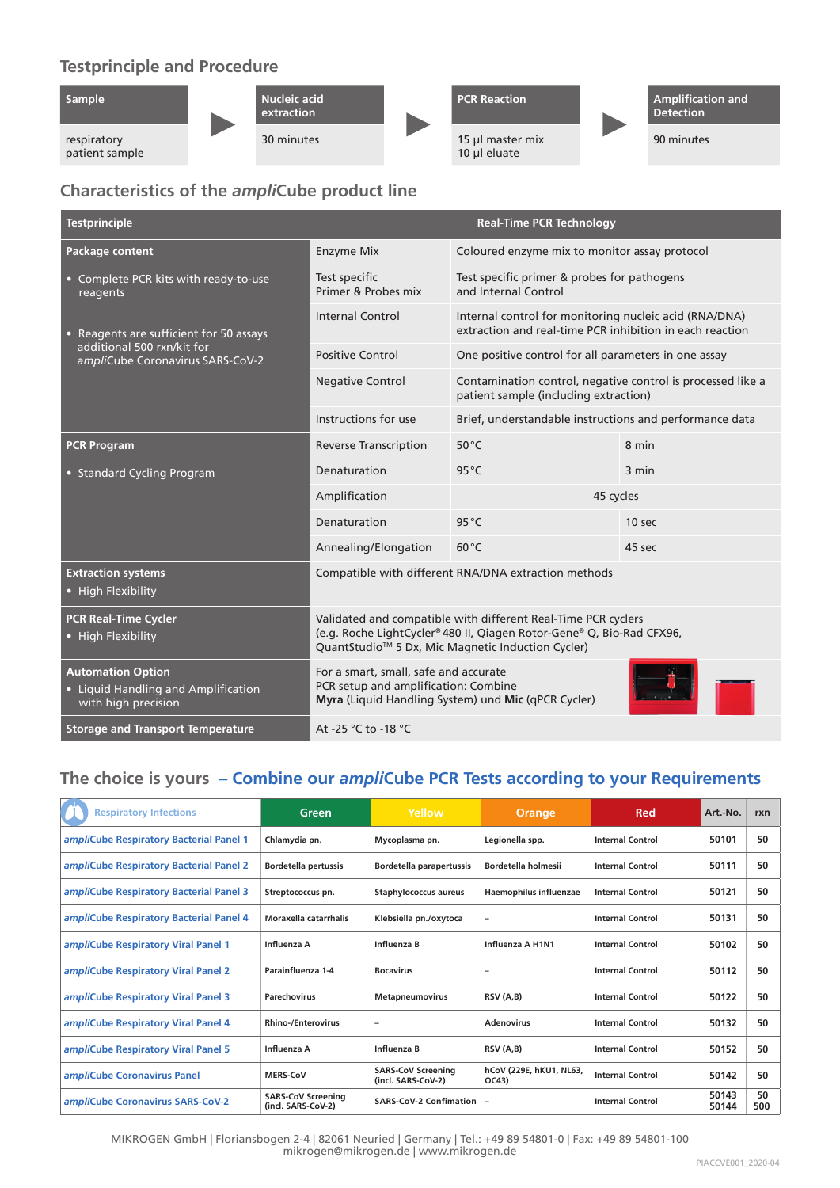## Testprinciple and Procedure

| Sample | Nucleic acid extraction | PCR Reaction | Amplification and Detection |
|---|---|---|---|
| respiratory patient sample | 30 minutes | 15 µl master mix<br>10 µl eluate | 90 minutes |

## Characteristics of the *ampli*Cube product line

| Testprinciple | Real-Time PCR Technology | | |
|---|---|---|---|
| **Package content**<br>• Complete PCR kits with ready-to-use reagents<br>• Reagents are sufficient for 50 assays additional 500 rxn/kit for *ampli*Cube Coronavirus SARS-CoV-2 | Enzyme Mix | Coloured enzyme mix to monitor assay protocol | |
| | Test specific Primer & Probes mix | Test specific primer & probes for pathogens and Internal Control | |
| | Internal Control | Internal control for monitoring nucleic acid (RNA/DNA) extraction and real-time PCR inhibition in each reaction | |
| | Positive Control | One positive control for all parameters in one assay | |
| | Negative Control | Contamination control, negative control is processed like a patient sample (including extraction) | |
| | Instructions for use | Brief, understandable instructions and performance data | |
| **PCR Program**<br>• Standard Cycling Program | Reverse Transcription | 50 °C | 8 min |
| | Denaturation | 95 °C | 3 min |
| | Amplification | 45 cycles | |
| | Denaturation | 95 °C | 10 sec |
| | Annealing/Elongation | 60 °C | 45 sec |
| **Extraction systems**<br>• High Flexibility | Compatible with different RNA/DNA extraction methods | | |
| **PCR Real-Time Cycler**<br>• High Flexibility | Validated and compatible with different Real-Time PCR cyclers (e.g. Roche LightCycler® 480 II, Qiagen Rotor-Gene® Q, Bio-Rad CFX96, QuantStudio™ 5 Dx, Mic Magnetic Induction Cycler) | | |
| **Automation Option**<br>• Liquid Handling and Amplification with high precision | For a smart, small, safe and accurate PCR setup and amplification: Combine **Myra** (Liquid Handling System) und **Mic** (qPCR Cycler) | | |
| **Storage and Transport Temperature** | At -25 °C to -18 °C | | |

## The choice is yours – Combine our *ampli*Cube PCR Tests according to your Requirements

| Respiratory Infections | Green | Yellow | Orange | Red | Art.-No. | rxn |
|---|---|---|---|---|---|---|
| *ampli*Cube Respiratory Bacterial Panel 1 | Chlamydia pn. | Mycoplasma pn. | Legionella spp. | Internal Control | 50101 | 50 |
| *ampli*Cube Respiratory Bacterial Panel 2 | Bordetella pertussis | Bordetella parapertussis | Bordetella holmesii | Internal Control | 50111 | 50 |
| *ampli*Cube Respiratory Bacterial Panel 3 | Streptococcus pn. | Staphylococcus aureus | Haemophilus influenzae | Internal Control | 50121 | 50 |
| *ampli*Cube Respiratory Bacterial Panel 4 | Moraxella catarrhalis | Klebsiella pn./oxytoca | – | Internal Control | 50131 | 50 |
| *ampli*Cube Respiratory Viral Panel 1 | Influenza A | Influenza B | Influenza A H1N1 | Internal Control | 50102 | 50 |
| *ampli*Cube Respiratory Viral Panel 2 | Parainfluenza 1-4 | Bocavirus | – | Internal Control | 50112 | 50 |
| *ampli*Cube Respiratory Viral Panel 3 | Parechovirus | Metapneumovirus | RSV (A,B) | Internal Control | 50122 | 50 |
| *ampli*Cube Respiratory Viral Panel 4 | Rhino-/Enterovirus | – | Adenovirus | Internal Control | 50132 | 50 |
| *ampli*Cube Respiratory Viral Panel 5 | Influenza A | Influenza B | RSV (A,B) | Internal Control | 50152 | 50 |
| *ampli*Cube Coronavirus Panel | MERS-CoV | SARS-CoV Screening (incl. SARS-CoV-2) | hCoV (229E, hKU1, NL63, OC43) | Internal Control | 50142 | 50 |
| *ampli*Cube Coronavirus SARS-CoV-2 | SARS-CoV Screening (incl. SARS-CoV-2) | SARS-CoV-2 Confimation | – | Internal Control | 50143<br>50144 | 50<br>500 |

MIKROGEN GmbH | Floriansbogen 2-4 | 82061 Neuried | Germany | Tel.: +49 89 54801-0 | Fax: +49 89 54801-100
mikrogen@mikrogen.de | www.mikrogen.de

PIACCVE001_2020-04